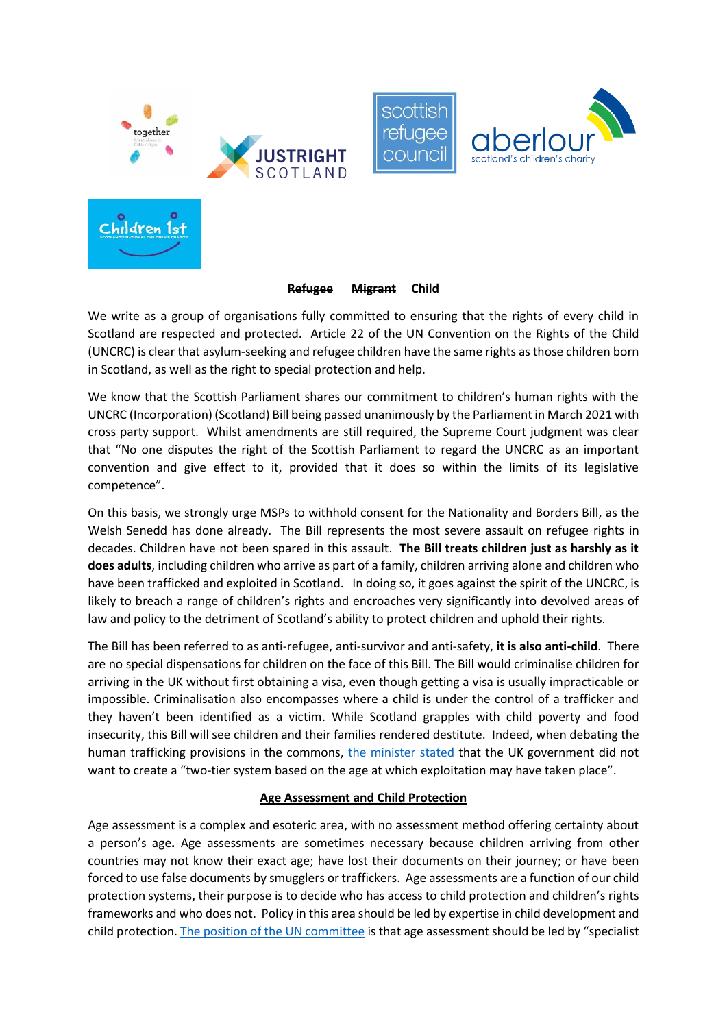**~~Refugee~~ ~~Migrant~~ Child**

We write as a group of organisations fully committed to ensuring that the rights of every child in Scotland are respected and protected. Article 22 of the UN Convention on the Rights of the Child (UNCRC) is clear that asylum-seeking and refugee children have the same rights as those children born in Scotland, as well as the right to special protection and help.

We know that the Scottish Parliament shares our commitment to children's human rights with the UNCRC (Incorporation) (Scotland) Bill being passed unanimously by the Parliament in March 2021 with cross party support. Whilst amendments are still required, the Supreme Court judgment was clear that "No one disputes the right of the Scottish Parliament to regard the UNCRC as an important convention and give effect to it, provided that it does so within the limits of its legislative competence".

On this basis, we strongly urge MSPs to withhold consent for the Nationality and Borders Bill, as the Welsh Senedd has done already. The Bill represents the most severe assault on refugee rights in decades. Children have not been spared in this assault. **The Bill treats children just as harshly as it does adults**, including children who arrive as part of a family, children arriving alone and children who have been trafficked and exploited in Scotland. In doing so, it goes against the spirit of the UNCRC, is likely to breach a range of children's rights and encroaches very significantly into devolved areas of law and policy to the detriment of Scotland's ability to protect children and uphold their rights.

The Bill has been referred to as anti-refugee, anti-survivor and anti-safety, **it is also anti-child**. There are no special dispensations for children on the face of this Bill. The Bill would criminalise children for arriving in the UK without first obtaining a visa, even though getting a visa is usually impracticable or impossible. Criminalisation also encompasses where a child is under the control of a trafficker and they haven't been identified as a victim. While Scotland grapples with child poverty and food insecurity, this Bill will see children and their families rendered destitute. Indeed, when debating the human trafficking provisions in the commons, the minister stated that the UK government did not want to create a "two-tier system based on the age at which exploitation may have taken place".

## Age Assessment and Child Protection

Age assessment is a complex and esoteric area, with no assessment method offering certainty about a person's age**.** Age assessments are sometimes necessary because children arriving from other countries may not know their exact age; have lost their documents on their journey; or have been forced to use false documents by smugglers or traffickers. Age assessments are a function of our child protection systems, their purpose is to decide who has access to child protection and children's rights frameworks and who does not. Policy in this area should be led by expertise in child development and child protection. The position of the UN committee is that age assessment should be led by "specialist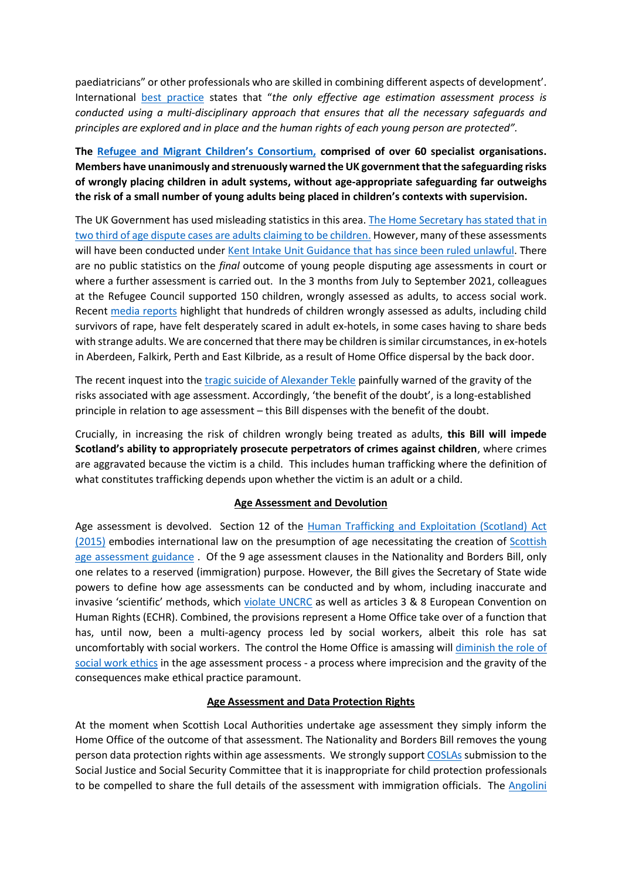paediatricians" or other professionals who are skilled in combining different aspects of development'. International best practice states that "*the only effective age estimation assessment process is conducted using a multi-disciplinary approach that ensures that all the necessary safeguards and principles are explored and in place and the human rights of each young person are protected".*

**The Refugee and Migrant Children's Consortium, comprised of over 60 specialist organisations. Members have unanimously and strenuously warned the UK government that the safeguarding risks of wrongly placing children in adult systems, without age-appropriate safeguarding far outweighs the risk of a small number of young adults being placed in children's contexts with supervision.**

The UK Government has used misleading statistics in this area. The Home Secretary has stated that in two third of age dispute cases are adults claiming to be children. However, many of these assessments will have been conducted under Kent Intake Unit Guidance that has since been ruled unlawful. There are no public statistics on the *final* outcome of young people disputing age assessments in court or where a further assessment is carried out. In the 3 months from July to September 2021, colleagues at the Refugee Council supported 150 children, wrongly assessed as adults, to access social work. Recent media reports highlight that hundreds of children wrongly assessed as adults, including child survivors of rape, have felt desperately scared in adult ex-hotels, in some cases having to share beds with strange adults. We are concerned that there may be children is similar circumstances, in ex-hotels in Aberdeen, Falkirk, Perth and East Kilbride, as a result of Home Office dispersal by the back door.

The recent inquest into the tragic suicide of Alexander Tekle painfully warned of the gravity of the risks associated with age assessment. Accordingly, 'the benefit of the doubt', is a long-established principle in relation to age assessment – this Bill dispenses with the benefit of the doubt.

Crucially, in increasing the risk of children wrongly being treated as adults, **this Bill will impede Scotland's ability to appropriately prosecute perpetrators of crimes against children**, where crimes are aggravated because the victim is a child. This includes human trafficking where the definition of what constitutes trafficking depends upon whether the victim is an adult or a child.

## Age Assessment and Devolution

Age assessment is devolved. Section 12 of the Human Trafficking and Exploitation (Scotland) Act (2015) embodies international law on the presumption of age necessitating the creation of Scottish age assessment guidance . Of the 9 age assessment clauses in the Nationality and Borders Bill, only one relates to a reserved (immigration) purpose. However, the Bill gives the Secretary of State wide powers to define how age assessments can be conducted and by whom, including inaccurate and invasive 'scientific' methods, which violate UNCRC as well as articles 3 & 8 European Convention on Human Rights (ECHR). Combined, the provisions represent a Home Office take over of a function that has, until now, been a multi-agency process led by social workers, albeit this role has sat uncomfortably with social workers. The control the Home Office is amassing will diminish the role of social work ethics in the age assessment process - a process where imprecision and the gravity of the consequences make ethical practice paramount.

## Age Assessment and Data Protection Rights

At the moment when Scottish Local Authorities undertake age assessment they simply inform the Home Office of the outcome of that assessment. The Nationality and Borders Bill removes the young person data protection rights within age assessments. We strongly support COSLAs submission to the Social Justice and Social Security Committee that it is inappropriate for child protection professionals to be compelled to share the full details of the assessment with immigration officials. The Angolini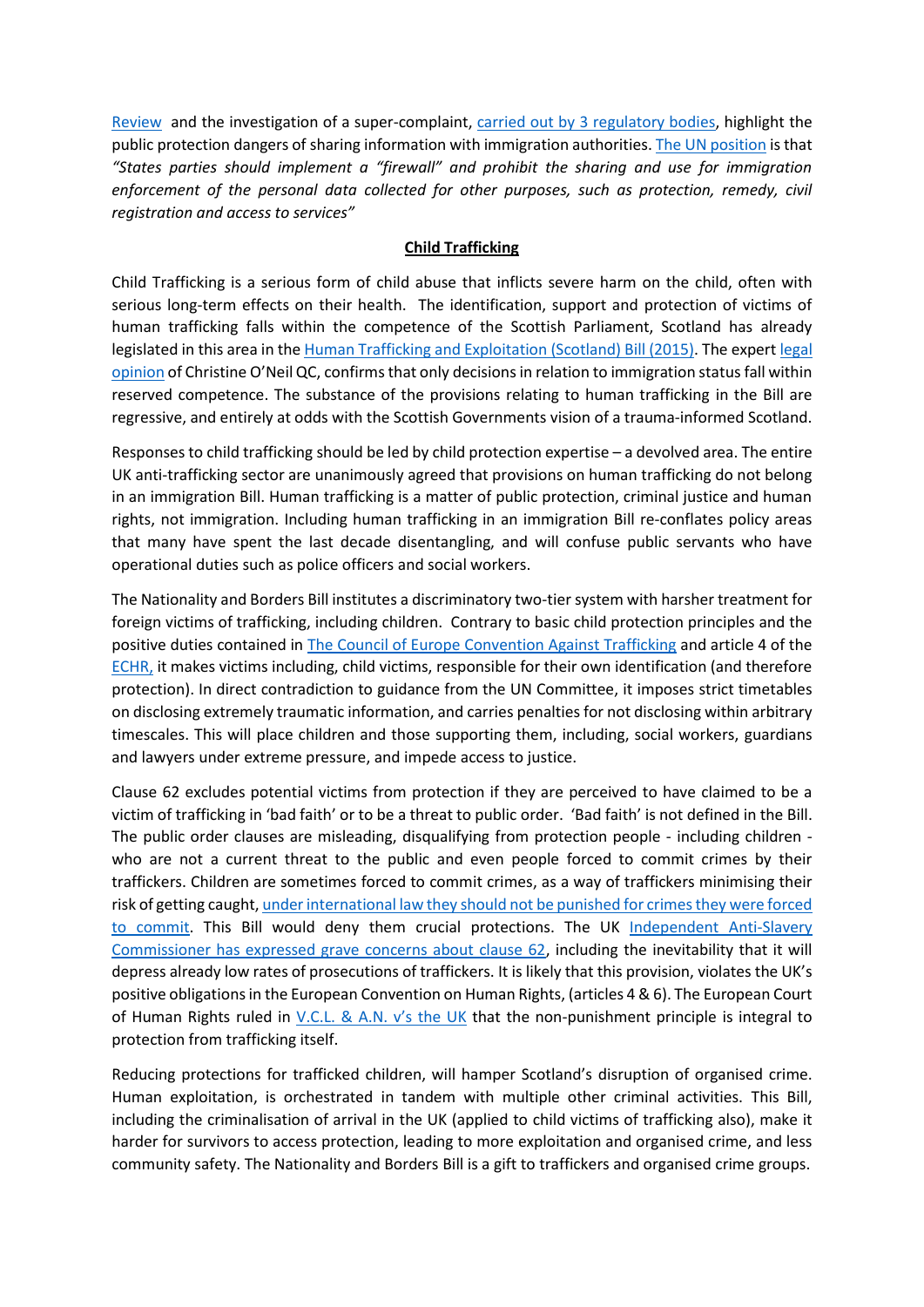Review and the investigation of a super-complaint, carried out by 3 regulatory bodies, highlight the public protection dangers of sharing information with immigration authorities. The UN position is that *"States parties should implement a "firewall" and prohibit the sharing and use for immigration enforcement of the personal data collected for other purposes, such as protection, remedy, civil registration and access to services"*

## Child Trafficking

Child Trafficking is a serious form of child abuse that inflicts severe harm on the child, often with serious long-term effects on their health. The identification, support and protection of victims of human trafficking falls within the competence of the Scottish Parliament, Scotland has already legislated in this area in the Human Trafficking and Exploitation (Scotland) Bill (2015). The expert legal opinion of Christine O'Neil QC, confirms that only decisions in relation to immigration status fall within reserved competence. The substance of the provisions relating to human trafficking in the Bill are regressive, and entirely at odds with the Scottish Governments vision of a trauma-informed Scotland.

Responses to child trafficking should be led by child protection expertise – a devolved area. The entire UK anti-trafficking sector are unanimously agreed that provisions on human trafficking do not belong in an immigration Bill. Human trafficking is a matter of public protection, criminal justice and human rights, not immigration. Including human trafficking in an immigration Bill re-conflates policy areas that many have spent the last decade disentangling, and will confuse public servants who have operational duties such as police officers and social workers.

The Nationality and Borders Bill institutes a discriminatory two-tier system with harsher treatment for foreign victims of trafficking, including children. Contrary to basic child protection principles and the positive duties contained in The Council of Europe Convention Against Trafficking and article 4 of the ECHR, it makes victims including, child victims, responsible for their own identification (and therefore protection). In direct contradiction to guidance from the UN Committee, it imposes strict timetables on disclosing extremely traumatic information, and carries penalties for not disclosing within arbitrary timescales. This will place children and those supporting them, including, social workers, guardians and lawyers under extreme pressure, and impede access to justice.

Clause 62 excludes potential victims from protection if they are perceived to have claimed to be a victim of trafficking in 'bad faith' or to be a threat to public order. 'Bad faith' is not defined in the Bill. The public order clauses are misleading, disqualifying from protection people - including children - who are not a current threat to the public and even people forced to commit crimes by their traffickers. Children are sometimes forced to commit crimes, as a way of traffickers minimising their risk of getting caught, under international law they should not be punished for crimes they were forced to commit. This Bill would deny them crucial protections. The UK Independent Anti-Slavery Commissioner has expressed grave concerns about clause 62, including the inevitability that it will depress already low rates of prosecutions of traffickers. It is likely that this provision, violates the UK's positive obligations in the European Convention on Human Rights, (articles 4 & 6). The European Court of Human Rights ruled in V.C.L. & A.N. v's the UK that the non-punishment principle is integral to protection from trafficking itself.

Reducing protections for trafficked children, will hamper Scotland's disruption of organised crime. Human exploitation, is orchestrated in tandem with multiple other criminal activities. This Bill, including the criminalisation of arrival in the UK (applied to child victims of trafficking also), make it harder for survivors to access protection, leading to more exploitation and organised crime, and less community safety. The Nationality and Borders Bill is a gift to traffickers and organised crime groups.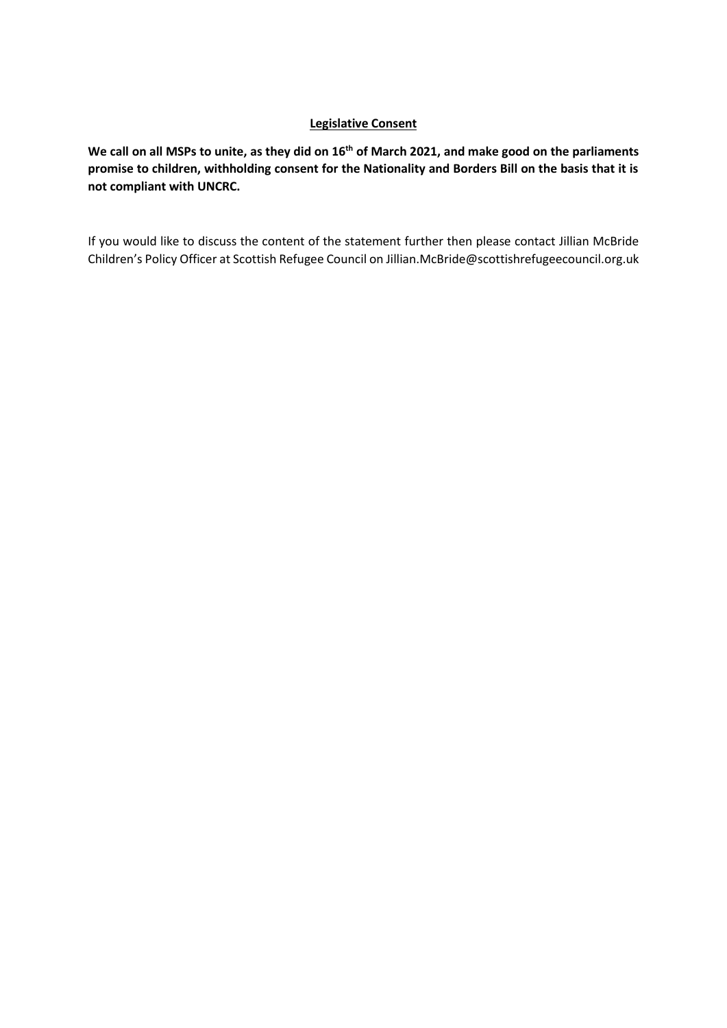**Legislative Consent**

**We call on all MSPs to unite, as they did on 16th of March 2021, and make good on the parliaments promise to children, withholding consent for the Nationality and Borders Bill on the basis that it is not compliant with UNCRC.**

If you would like to discuss the content of the statement further then please contact Jillian McBride Children's Policy Officer at Scottish Refugee Council on Jillian.McBride@scottishrefugeecouncil.org.uk